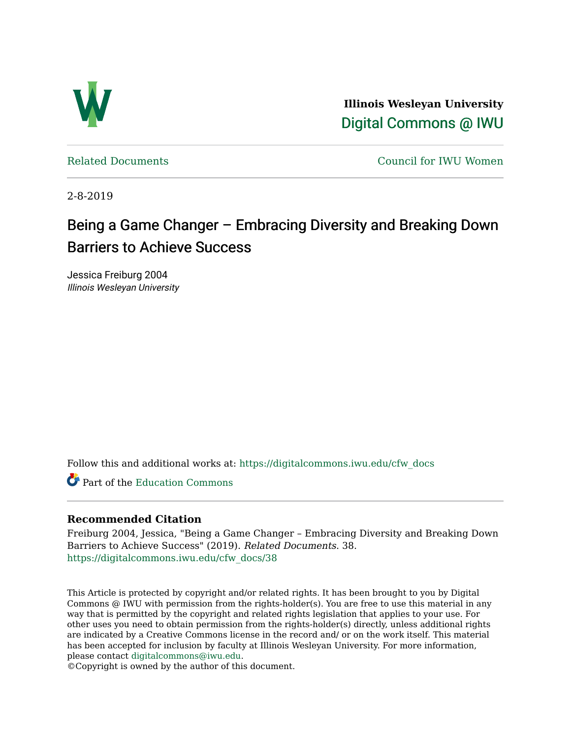Illinois Wesleyan University

Digital Commons @ IWU

Related Documents

Council for IWU Women

2-8-2019

# Being a Game Changer – Embracing Diversity and Breaking Down Barriers to Achieve Success

Jessica Freiburg 2004
*Illinois Wesleyan University*

Follow this and additional works at: https://digitalcommons.iwu.edu/cfw_docs

Part of the Education Commons

### Recommended Citation

Freiburg 2004, Jessica, "Being a Game Changer – Embracing Diversity and Breaking Down Barriers to Achieve Success" (2019). *Related Documents*. 38.
https://digitalcommons.iwu.edu/cfw_docs/38

This Article is protected by copyright and/or related rights. It has been brought to you by Digital Commons @ IWU with permission from the rights-holder(s). You are free to use this material in any way that is permitted by the copyright and related rights legislation that applies to your use. For other uses you need to obtain permission from the rights-holder(s) directly, unless additional rights are indicated by a Creative Commons license in the record and/ or on the work itself. This material has been accepted for inclusion by faculty at Illinois Wesleyan University. For more information, please contact digitalcommons@iwu.edu.
©Copyright is owned by the author of this document.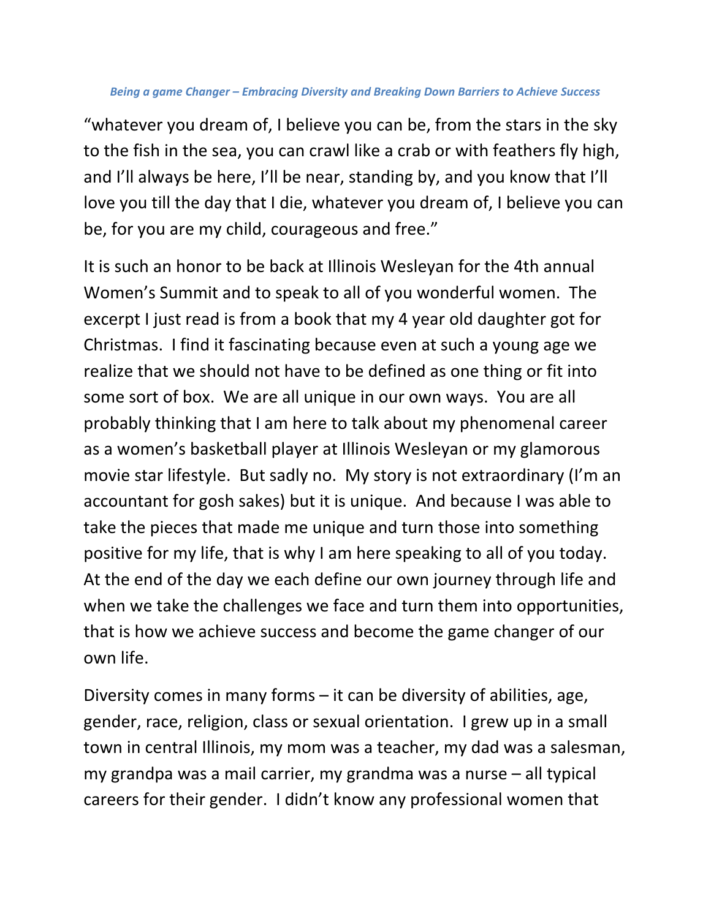*Being a game Changer – Embracing Diversity and Breaking Down Barriers to Achieve Success*

"whatever you dream of, I believe you can be, from the stars in the sky to the fish in the sea, you can crawl like a crab or with feathers fly high, and I'll always be here, I'll be near, standing by, and you know that I'll love you till the day that I die, whatever you dream of, I believe you can be, for you are my child, courageous and free."

It is such an honor to be back at Illinois Wesleyan for the 4th annual Women's Summit and to speak to all of you wonderful women. The excerpt I just read is from a book that my 4 year old daughter got for Christmas. I find it fascinating because even at such a young age we realize that we should not have to be defined as one thing or fit into some sort of box. We are all unique in our own ways. You are all probably thinking that I am here to talk about my phenomenal career as a women's basketball player at Illinois Wesleyan or my glamorous movie star lifestyle. But sadly no. My story is not extraordinary (I'm an accountant for gosh sakes) but it is unique. And because I was able to take the pieces that made me unique and turn those into something positive for my life, that is why I am here speaking to all of you today. At the end of the day we each define our own journey through life and when we take the challenges we face and turn them into opportunities, that is how we achieve success and become the game changer of our own life.

Diversity comes in many forms – it can be diversity of abilities, age, gender, race, religion, class or sexual orientation. I grew up in a small town in central Illinois, my mom was a teacher, my dad was a salesman, my grandpa was a mail carrier, my grandma was a nurse – all typical careers for their gender. I didn't know any professional women that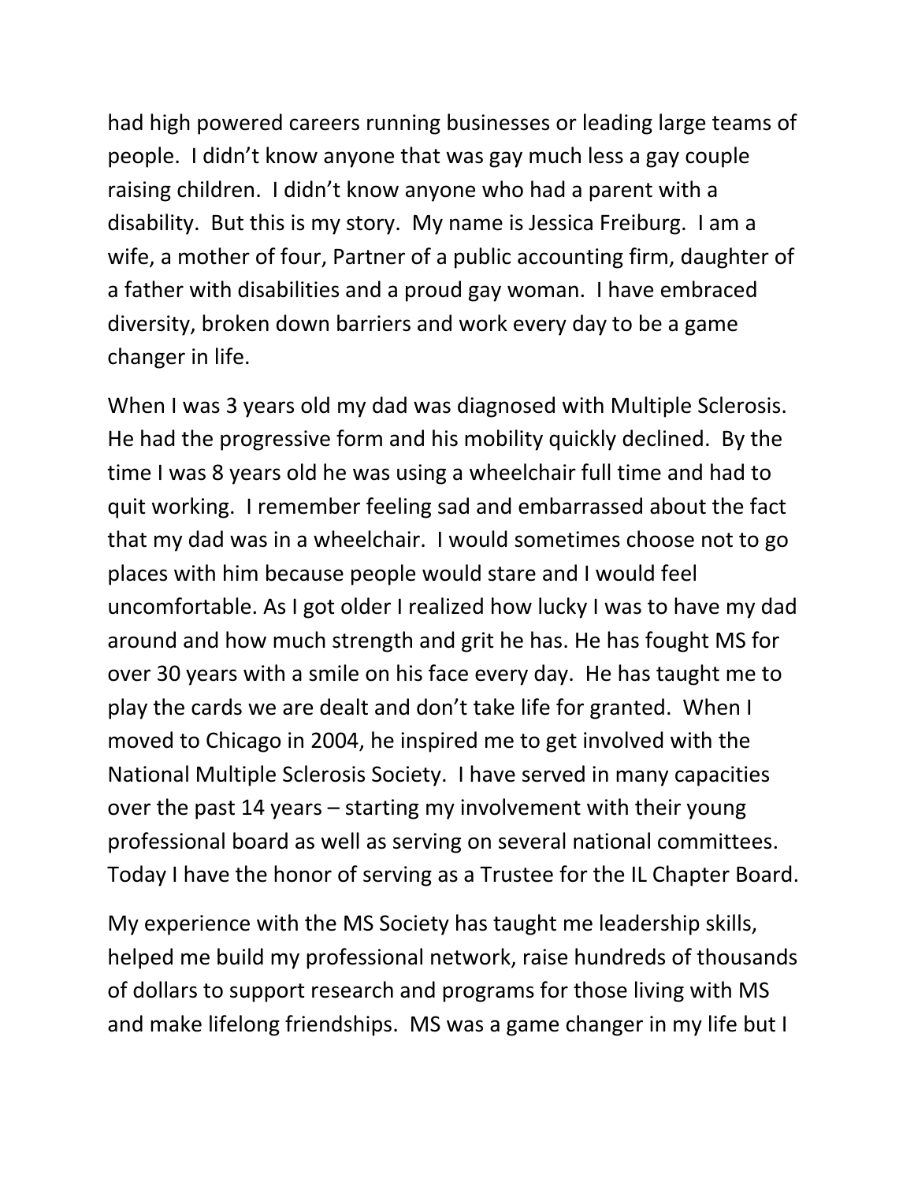had high powered careers running businesses or leading large teams of people.  I didn't know anyone that was gay much less a gay couple raising children.  I didn't know anyone who had a parent with a disability.  But this is my story.  My name is Jessica Freiburg.  I am a wife, a mother of four, Partner of a public accounting firm, daughter of a father with disabilities and a proud gay woman.  I have embraced diversity, broken down barriers and work every day to be a game changer in life.

When I was 3 years old my dad was diagnosed with Multiple Sclerosis.  He had the progressive form and his mobility quickly declined.  By the time I was 8 years old he was using a wheelchair full time and had to quit working.  I remember feeling sad and embarrassed about the fact that my dad was in a wheelchair.  I would sometimes choose not to go places with him because people would stare and I would feel uncomfortable. As I got older I realized how lucky I was to have my dad around and how much strength and grit he has. He has fought MS for over 30 years with a smile on his face every day.  He has taught me to play the cards we are dealt and don't take life for granted.  When I moved to Chicago in 2004, he inspired me to get involved with the National Multiple Sclerosis Society.  I have served in many capacities over the past 14 years – starting my involvement with their young professional board as well as serving on several national committees. Today I have the honor of serving as a Trustee for the IL Chapter Board.

My experience with the MS Society has taught me leadership skills, helped me build my professional network, raise hundreds of thousands of dollars to support research and programs for those living with MS and make lifelong friendships.  MS was a game changer in my life but I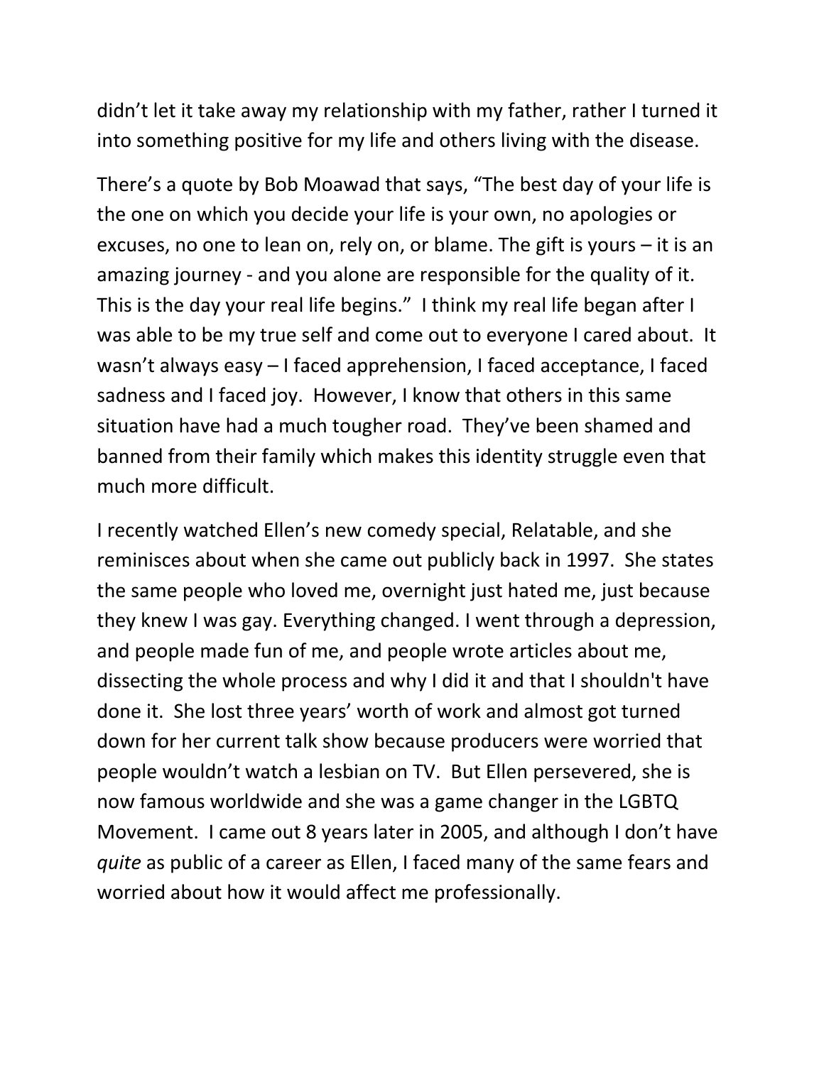didn't let it take away my relationship with my father, rather I turned it into something positive for my life and others living with the disease.

There's a quote by Bob Moawad that says, "The best day of your life is the one on which you decide your life is your own, no apologies or excuses, no one to lean on, rely on, or blame. The gift is yours – it is an amazing journey - and you alone are responsible for the quality of it. This is the day your real life begins." I think my real life began after I was able to be my true self and come out to everyone I cared about. It wasn't always easy – I faced apprehension, I faced acceptance, I faced sadness and I faced joy. However, I know that others in this same situation have had a much tougher road. They've been shamed and banned from their family which makes this identity struggle even that much more difficult.

I recently watched Ellen's new comedy special, Relatable, and she reminisces about when she came out publicly back in 1997. She states the same people who loved me, overnight just hated me, just because they knew I was gay. Everything changed. I went through a depression, and people made fun of me, and people wrote articles about me, dissecting the whole process and why I did it and that I shouldn't have done it. She lost three years' worth of work and almost got turned down for her current talk show because producers were worried that people wouldn't watch a lesbian on TV. But Ellen persevered, she is now famous worldwide and she was a game changer in the LGBTQ Movement. I came out 8 years later in 2005, and although I don't have *quite* as public of a career as Ellen, I faced many of the same fears and worried about how it would affect me professionally.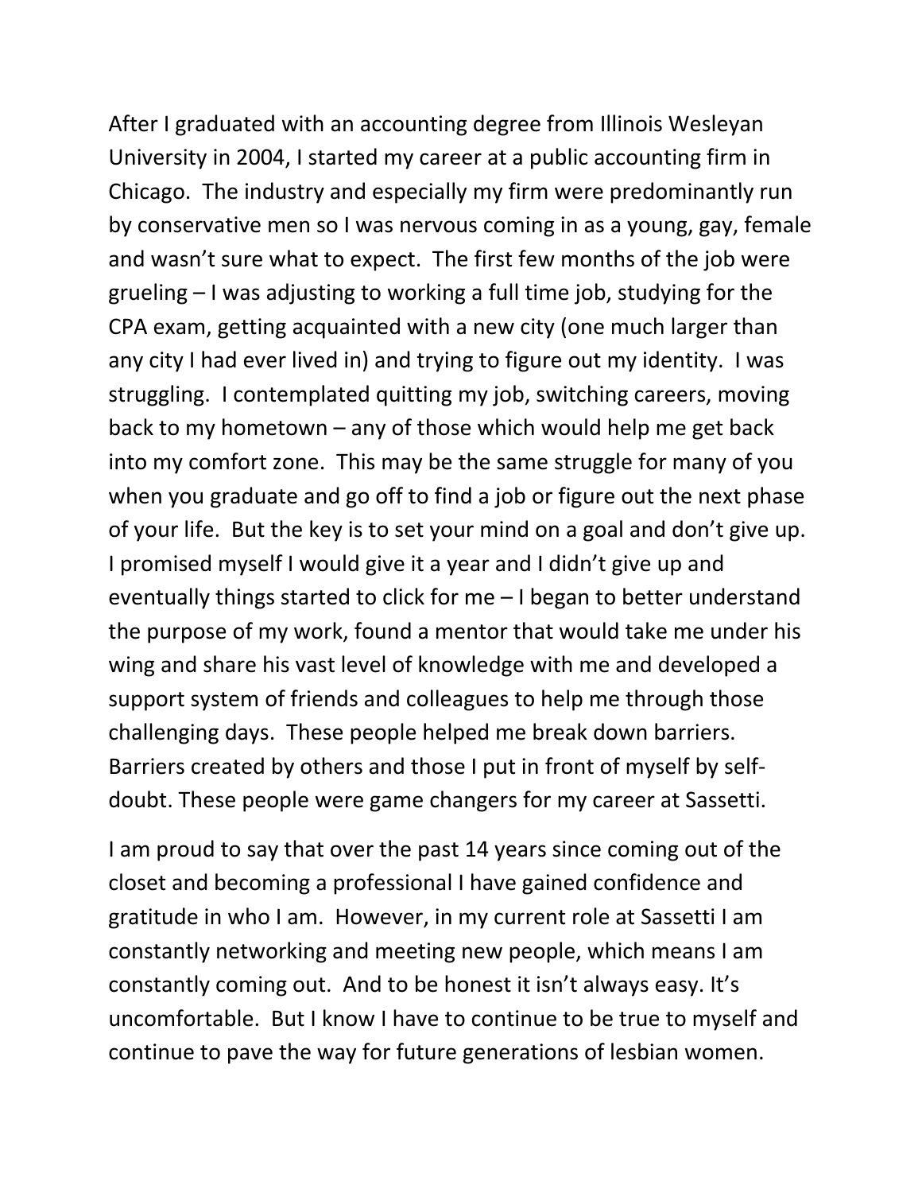After I graduated with an accounting degree from Illinois Wesleyan University in 2004, I started my career at a public accounting firm in Chicago. The industry and especially my firm were predominantly run by conservative men so I was nervous coming in as a young, gay, female and wasn't sure what to expect. The first few months of the job were grueling – I was adjusting to working a full time job, studying for the CPA exam, getting acquainted with a new city (one much larger than any city I had ever lived in) and trying to figure out my identity. I was struggling. I contemplated quitting my job, switching careers, moving back to my hometown – any of those which would help me get back into my comfort zone. This may be the same struggle for many of you when you graduate and go off to find a job or figure out the next phase of your life. But the key is to set your mind on a goal and don't give up. I promised myself I would give it a year and I didn't give up and eventually things started to click for me – I began to better understand the purpose of my work, found a mentor that would take me under his wing and share his vast level of knowledge with me and developed a support system of friends and colleagues to help me through those challenging days. These people helped me break down barriers. Barriers created by others and those I put in front of myself by self-doubt. These people were game changers for my career at Sassetti.

I am proud to say that over the past 14 years since coming out of the closet and becoming a professional I have gained confidence and gratitude in who I am. However, in my current role at Sassetti I am constantly networking and meeting new people, which means I am constantly coming out. And to be honest it isn't always easy. It's uncomfortable. But I know I have to continue to be true to myself and continue to pave the way for future generations of lesbian women.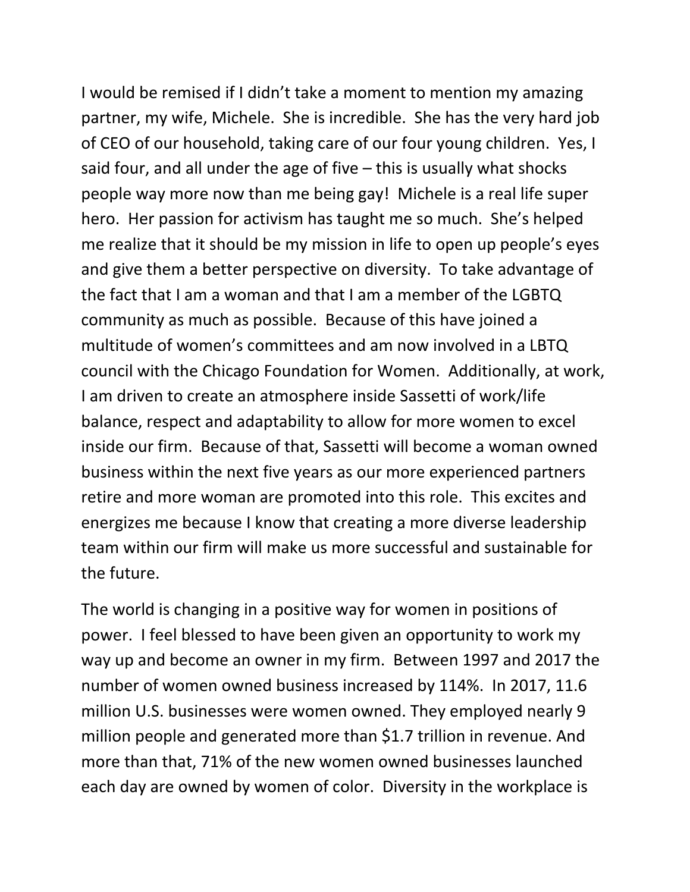I would be remised if I didn't take a moment to mention my amazing partner, my wife, Michele. She is incredible. She has the very hard job of CEO of our household, taking care of our four young children. Yes, I said four, and all under the age of five – this is usually what shocks people way more now than me being gay! Michele is a real life super hero. Her passion for activism has taught me so much. She's helped me realize that it should be my mission in life to open up people's eyes and give them a better perspective on diversity. To take advantage of the fact that I am a woman and that I am a member of the LGBTQ community as much as possible. Because of this have joined a multitude of women's committees and am now involved in a LBTQ council with the Chicago Foundation for Women. Additionally, at work, I am driven to create an atmosphere inside Sassetti of work/life balance, respect and adaptability to allow for more women to excel inside our firm. Because of that, Sassetti will become a woman owned business within the next five years as our more experienced partners retire and more woman are promoted into this role. This excites and energizes me because I know that creating a more diverse leadership team within our firm will make us more successful and sustainable for the future.

The world is changing in a positive way for women in positions of power. I feel blessed to have been given an opportunity to work my way up and become an owner in my firm. Between 1997 and 2017 the number of women owned business increased by 114%. In 2017, 11.6 million U.S. businesses were women owned. They employed nearly 9 million people and generated more than $1.7 trillion in revenue. And more than that, 71% of the new women owned businesses launched each day are owned by women of color. Diversity in the workplace is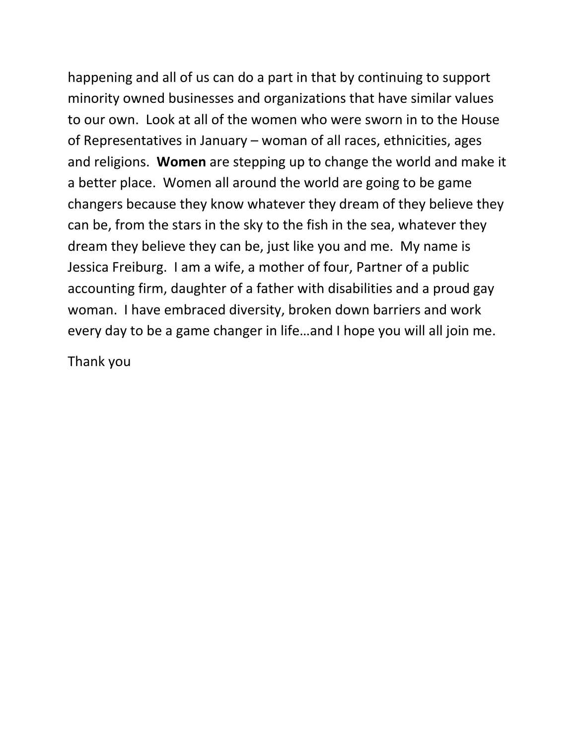happening and all of us can do a part in that by continuing to support minority owned businesses and organizations that have similar values to our own. Look at all of the women who were sworn in to the House of Representatives in January – woman of all races, ethnicities, ages and religions. **Women** are stepping up to change the world and make it a better place. Women all around the world are going to be game changers because they know whatever they dream of they believe they can be, from the stars in the sky to the fish in the sea, whatever they dream they believe they can be, just like you and me. My name is Jessica Freiburg. I am a wife, a mother of four, Partner of a public accounting firm, daughter of a father with disabilities and a proud gay woman. I have embraced diversity, broken down barriers and work every day to be a game changer in life…and I hope you will all join me.

Thank you